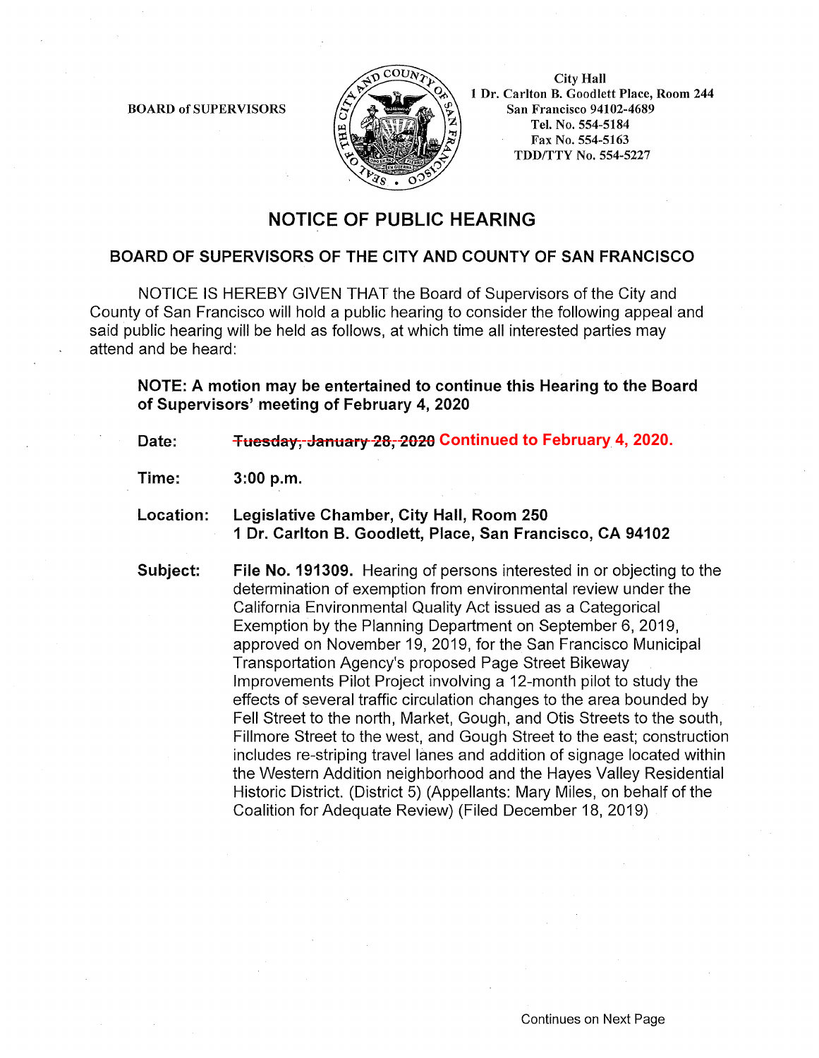BOARD of SUPERVISORS

City Hall
1 Dr. Carlton B. Goodlett Place, Room 244
San Francisco 94102-4689
Tel. No. 554-5184
Fax No. 554-5163
TDD/TTY No. 554-5227

# NOTICE OF PUBLIC HEARING

## BOARD OF SUPERVISORS OF THE CITY AND COUNTY OF SAN FRANCISCO

NOTICE IS HEREBY GIVEN THAT the Board of Supervisors of the City and County of San Francisco will hold a public hearing to consider the following appeal and said public hearing will be held as follows, at which time all interested parties may attend and be heard:

**NOTE: A motion may be entertained to continue this Hearing to the Board of Supervisors' meeting of February 4, 2020**

**Date:** ~~Tuesday, January 28, 2020~~ **Continued to February 4, 2020.**

**Time:** **3:00 p.m.**

**Location:** **Legislative Chamber, City Hall, Room 250**
**1 Dr. Carlton B. Goodlett, Place, San Francisco, CA 94102**

**Subject:** **File No. 191309.** Hearing of persons interested in or objecting to the determination of exemption from environmental review under the California Environmental Quality Act issued as a Categorical Exemption by the Planning Department on September 6, 2019, approved on November 19, 2019, for the San Francisco Municipal Transportation Agency's proposed Page Street Bikeway Improvements Pilot Project involving a 12-month pilot to study the effects of several traffic circulation changes to the area bounded by Fell Street to the north, Market, Gough, and Otis Streets to the south, Fillmore Street to the west, and Gough Street to the east; construction includes re-striping travel lanes and addition of signage located within the Western Addition neighborhood and the Hayes Valley Residential Historic District. (District 5) (Appellants: Mary Miles, on behalf of the Coalition for Adequate Review) (Filed December 18, 2019)

Continues on Next Page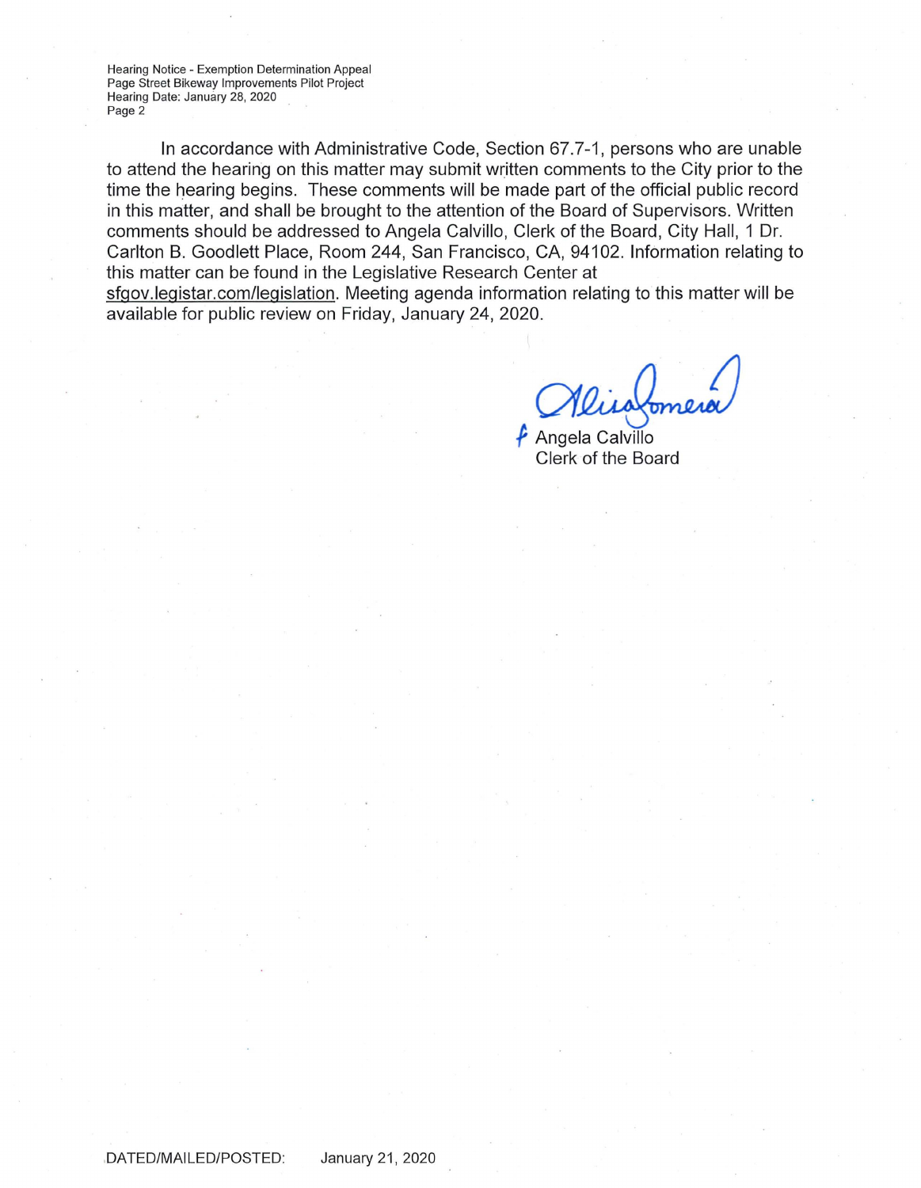In accordance with Administrative Code, Section 67.7-1, persons who are unable to attend the hearing on this matter may submit written comments to the City prior to the time the hearing begins. These comments will be made part of the official public record in this matter, and shall be brought to the attention of the Board of Supervisors. Written comments should be addressed to Angela Calvillo, Clerk of the Board, City Hall, 1 Dr. Carlton B. Goodlett Place, Room 244, San Francisco, CA, 94102. Information relating to this matter can be found in the Legislative Research Center at sfgov.legistar.com/legislation. Meeting agenda information relating to this matter will be available for public review on Friday, January 24, 2020.

f Angela Calvillo
Clerk of the Board

DATED/MAILED/POSTED: January 21, 2020